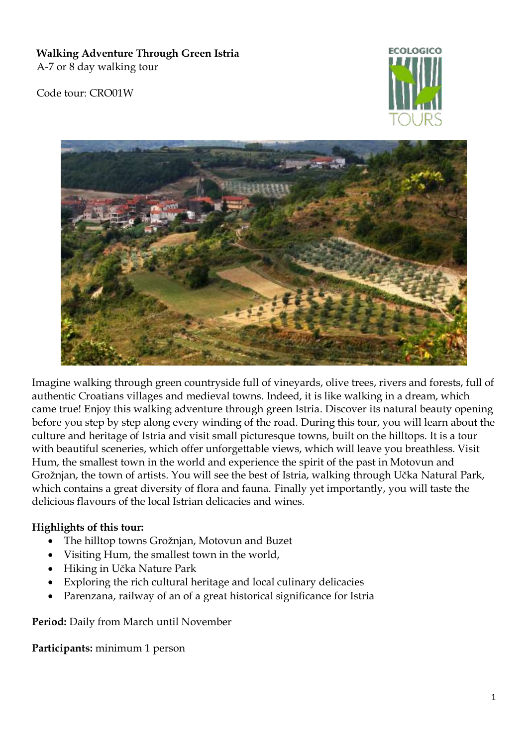**Walking Adventure Through Green Istria**
A-7 or 8 day walking tour

Code tour: CRO01W

Imagine walking through green countryside full of vineyards, olive trees, rivers and forests, full of authentic Croatians villages and medieval towns. Indeed, it is like walking in a dream, which came true! Enjoy this walking adventure through green Istria. Discover its natural beauty opening before you step by step along every winding of the road. During this tour, you will learn about the culture and heritage of Istria and visit small picturesque towns, built on the hilltops. It is a tour with beautiful sceneries, which offer unforgettable views, which will leave you breathless. Visit Hum, the smallest town in the world and experience the spirit of the past in Motovun and Grožnjan, the town of artists. You will see the best of Istria, walking through Učka Natural Park, which contains a great diversity of flora and fauna. Finally yet importantly, you will taste the delicious flavours of the local Istrian delicacies and wines.

**Highlights of this tour:**

- The hilltop towns Grožnjan, Motovun and Buzet
- Visiting Hum, the smallest town in the world,
- Hiking in Učka Nature Park
- Exploring the rich cultural heritage and local culinary delicacies
- Parenzana, railway of an of a great historical significance for Istria

**Period:** Daily from March until November

**Participants:** minimum 1 person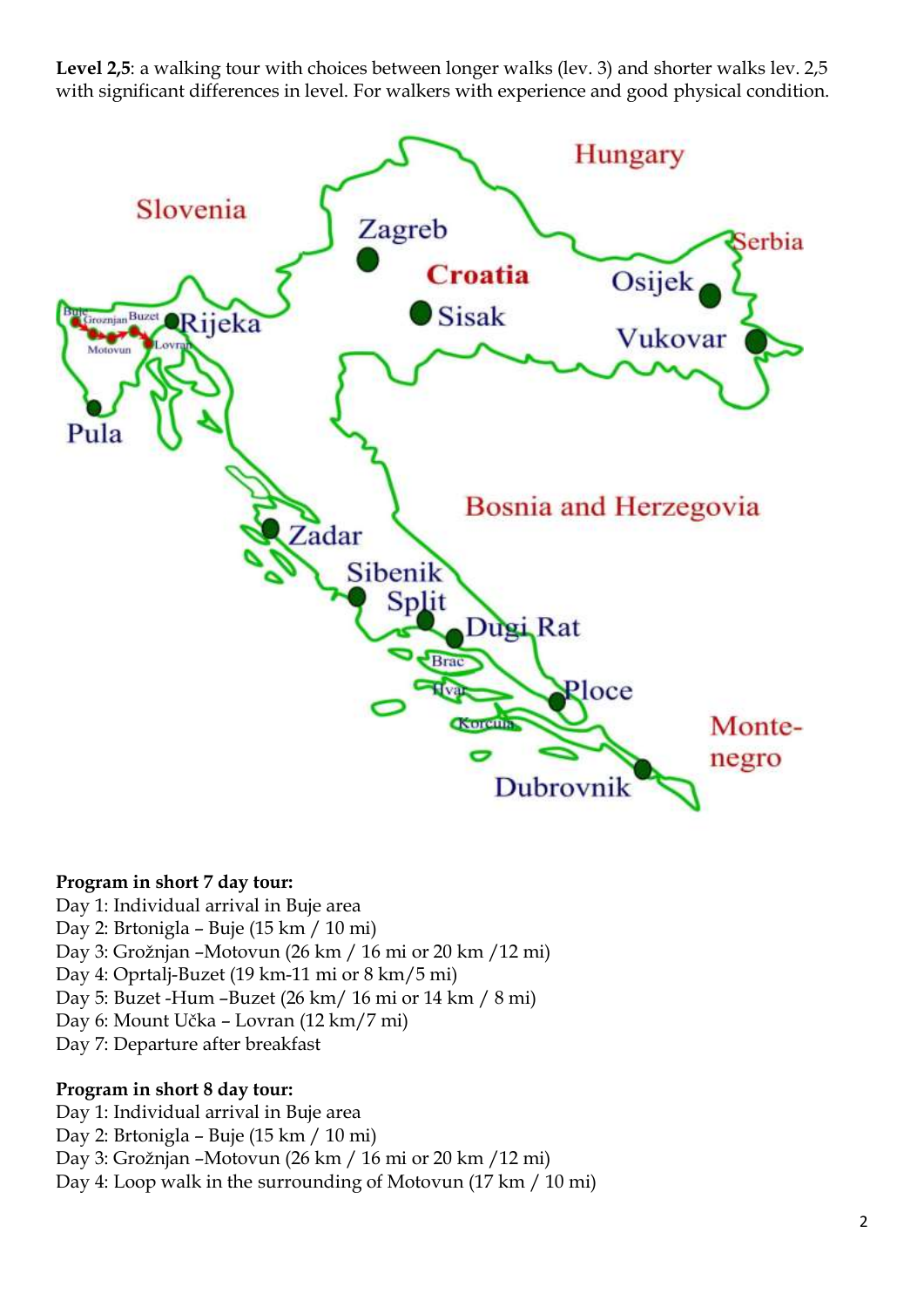**Level 2,5**: a walking tour with choices between longer walks (lev. 3) and shorter walks lev. 2,5 with significant differences in level. For walkers with experience and good physical condition.

**Program in short 7 day tour:**

Day 1: Individual arrival in Buje area
Day 2: Brtonigla – Buje (15 km / 10 mi)
Day 3: Grožnjan –Motovun (26 km / 16 mi or 20 km /12 mi)
Day 4: Oprtalj-Buzet (19 km-11 mi or 8 km/5 mi)
Day 5: Buzet -Hum –Buzet (26 km/ 16 mi or 14 km / 8 mi)
Day 6: Mount Učka – Lovran (12 km/7 mi)
Day 7: Departure after breakfast

**Program in short 8 day tour:**

Day 1: Individual arrival in Buje area
Day 2: Brtonigla – Buje (15 km / 10 mi)
Day 3: Grožnjan –Motovun (26 km / 16 mi or 20 km /12 mi)
Day 4: Loop walk in the surrounding of Motovun (17 km / 10 mi)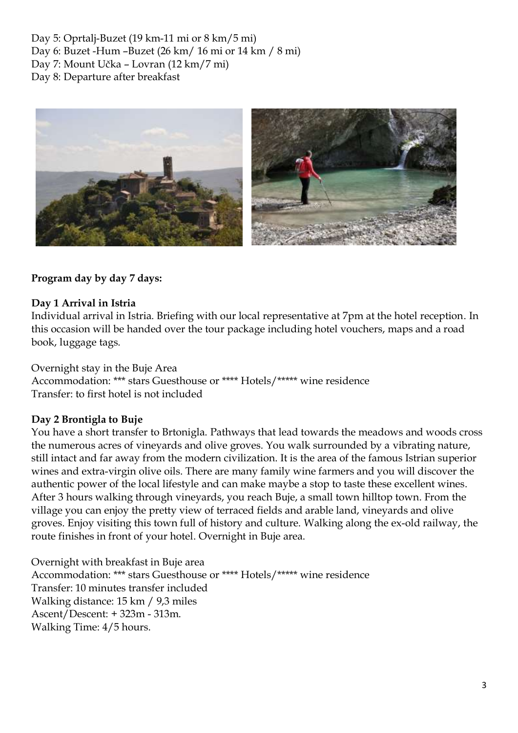Day 5: Oprtalj-Buzet (19 km-11 mi or 8 km/5 mi)
Day 6: Buzet -Hum –Buzet (26 km/ 16 mi or 14 km / 8 mi)
Day 7: Mount Učka – Lovran (12 km/7 mi)
Day 8: Departure after breakfast

**Program day by day 7 days:**

**Day 1 Arrival in Istria**

Individual arrival in Istria. Briefing with our local representative at 7pm at the hotel reception. In this occasion will be handed over the tour package including hotel vouchers, maps and a road book, luggage tags.

Overnight stay in the Buje Area
Accommodation: *** stars Guesthouse or **** Hotels/***** wine residence
Transfer: to first hotel is not included

**Day 2 Brontigla to Buje**

You have a short transfer to Brtonigla. Pathways that lead towards the meadows and woods cross the numerous acres of vineyards and olive groves. You walk surrounded by a vibrating nature, still intact and far away from the modern civilization. It is the area of the famous Istrian superior wines and extra-virgin olive oils. There are many family wine farmers and you will discover the authentic power of the local lifestyle and can make maybe a stop to taste these excellent wines. After 3 hours walking through vineyards, you reach Buje, a small town hilltop town. From the village you can enjoy the pretty view of terraced fields and arable land, vineyards and olive groves. Enjoy visiting this town full of history and culture. Walking along the ex-old railway, the route finishes in front of your hotel. Overnight in Buje area.

Overnight with breakfast in Buje area
Accommodation: *** stars Guesthouse or **** Hotels/***** wine residence
Transfer: 10 minutes transfer included
Walking distance: 15 km / 9,3 miles
Ascent/Descent: + 323m - 313m.
Walking Time: 4/5 hours.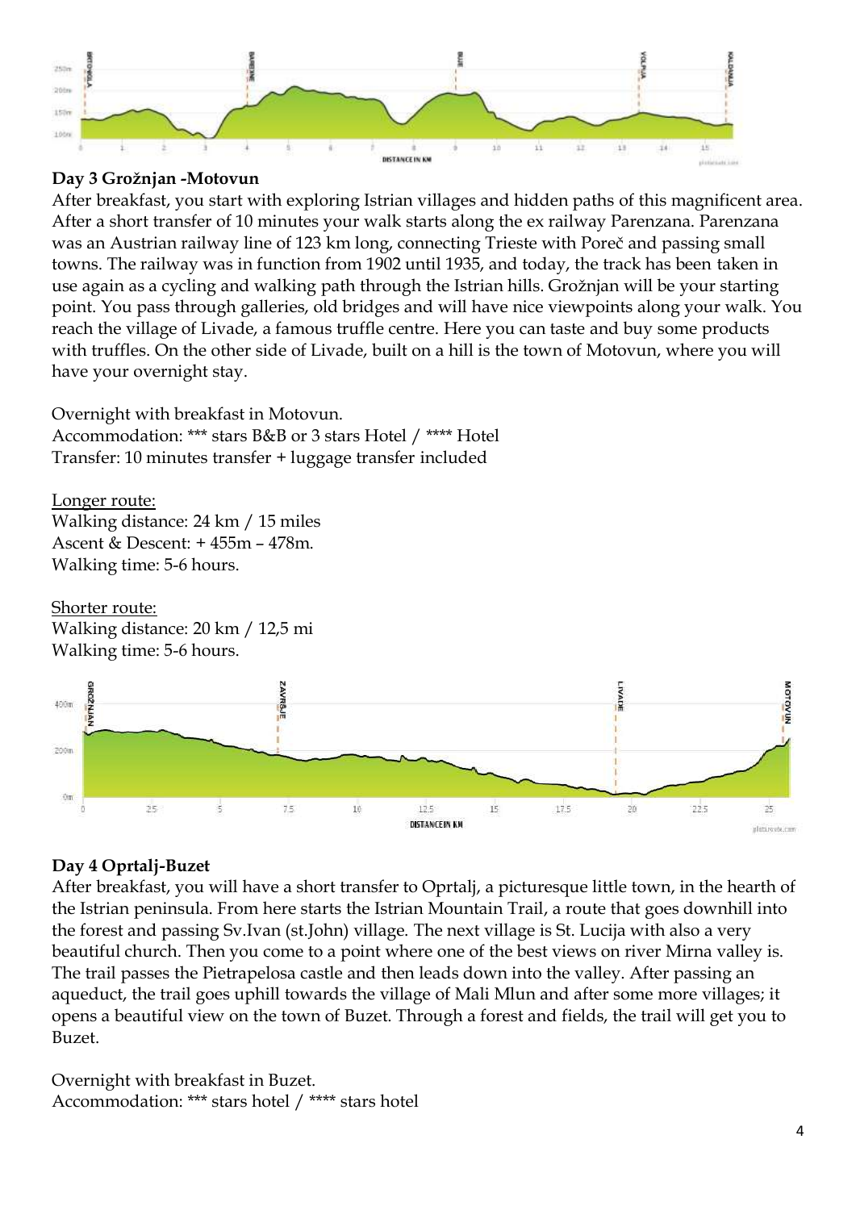## Day 3 Grožnjan -Motovun

After breakfast, you start with exploring Istrian villages and hidden paths of this magnificent area. After a short transfer of 10 minutes your walk starts along the ex railway Parenzana. Parenzana was an Austrian railway line of 123 km long, connecting Trieste with Poreč and passing small towns. The railway was in function from 1902 until 1935, and today, the track has been taken in use again as a cycling and walking path through the Istrian hills. Grožnjan will be your starting point. You pass through galleries, old bridges and will have nice viewpoints along your walk. You reach the village of Livade, a famous truffle centre. Here you can taste and buy some products with truffles. On the other side of Livade, built on a hill is the town of Motovun, where you will have your overnight stay.

Overnight with breakfast in Motovun.
Accommodation: *** stars B&B or 3 stars Hotel / **** Hotel
Transfer: 10 minutes transfer + luggage transfer included

Longer route:
Walking distance: 24 km / 15 miles
Ascent & Descent: + 455m – 478m.
Walking time: 5-6 hours.

Shorter route:
Walking distance: 20 km / 12,5 mi
Walking time: 5-6 hours.

## Day 4 Oprtalj-Buzet

After breakfast, you will have a short transfer to Oprtalj, a picturesque little town, in the hearth of the Istrian peninsula. From here starts the Istrian Mountain Trail, a route that goes downhill into the forest and passing Sv.Ivan (st.John) village. The next village is St. Lucija with also a very beautiful church. Then you come to a point where one of the best views on river Mirna valley is. The trail passes the Pietrapelosa castle and then leads down into the valley. After passing an aqueduct, the trail goes uphill towards the village of Mali Mlun and after some more villages; it opens a beautiful view on the town of Buzet. Through a forest and fields, the trail will get you to Buzet.

Overnight with breakfast in Buzet.
Accommodation: *** stars hotel / **** stars hotel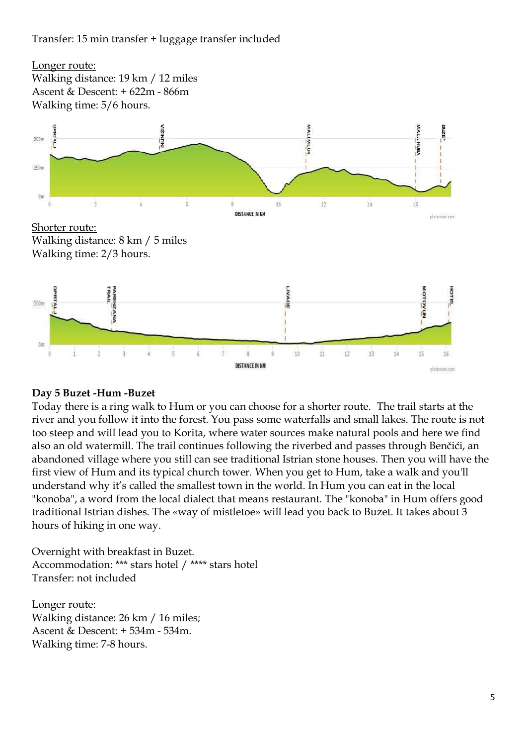Transfer: 15 min transfer + luggage transfer included

Longer route:
Walking distance: 19 km / 12 miles
Ascent & Descent: + 622m - 866m
Walking time: 5/6 hours.

Shorter route:
Walking distance: 8 km / 5 miles
Walking time: 2/3 hours.

**Day 5 Buzet -Hum -Buzet**

Today there is a ring walk to Hum or you can choose for a shorter route. The trail starts at the river and you follow it into the forest. You pass some waterfalls and small lakes. The route is not too steep and will lead you to Korita, where water sources make natural pools and here we find also an old watermill. The trail continues following the riverbed and passes through Benčići, an abandoned village where you still can see traditional Istrian stone houses. Then you will have the first view of Hum and its typical church tower. When you get to Hum, take a walk and you'll understand why it's called the smallest town in the world. In Hum you can eat in the local "konoba", a word from the local dialect that means restaurant. The "konoba" in Hum offers good traditional Istrian dishes. The «way of mistletoe» will lead you back to Buzet. It takes about 3 hours of hiking in one way.

Overnight with breakfast in Buzet.
Accommodation: *** stars hotel / **** stars hotel
Transfer: not included

Longer route:
Walking distance: 26 km / 16 miles;
Ascent & Descent: + 534m - 534m.
Walking time: 7-8 hours.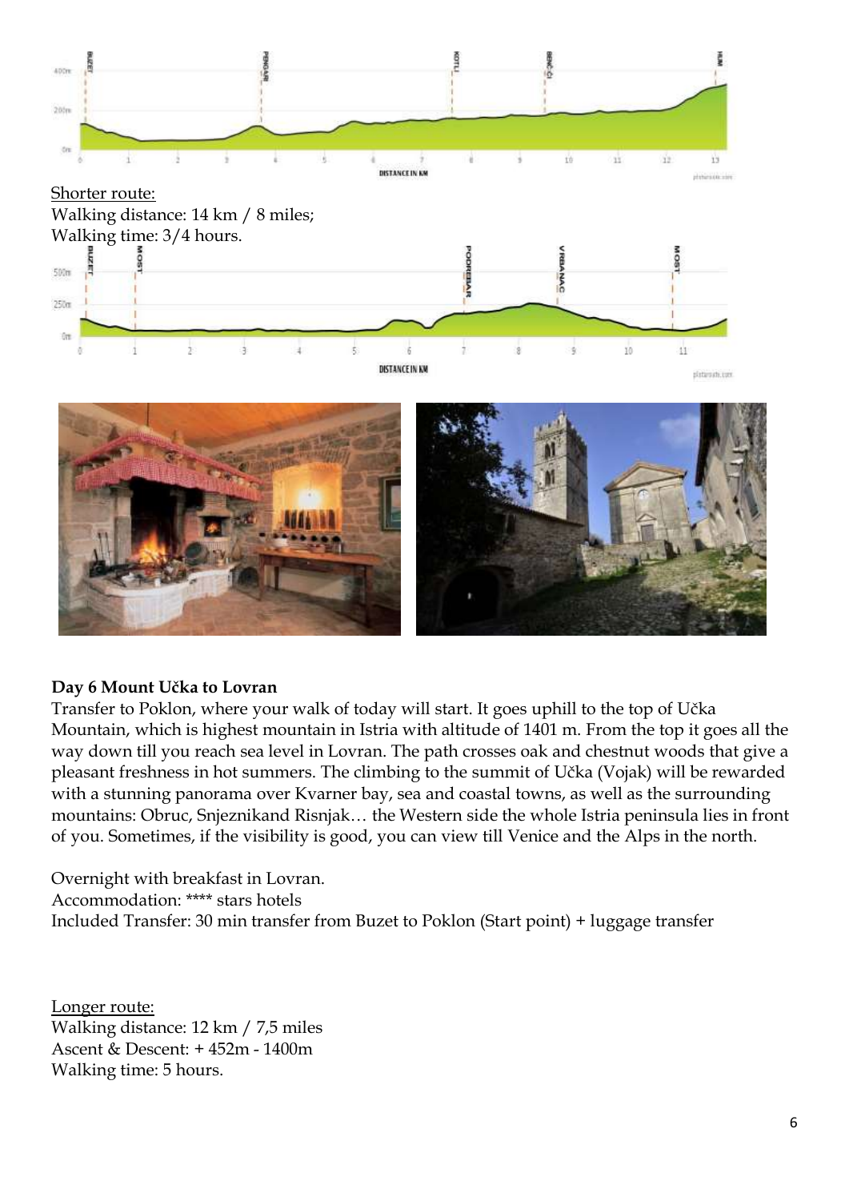Shorter route:
Walking distance: 14 km / 8 miles;
Walking time: 3/4 hours.

**Day 6 Mount Učka to Lovran**

Transfer to Poklon, where your walk of today will start. It goes uphill to the top of Učka Mountain, which is highest mountain in Istria with altitude of 1401 m. From the top it goes all the way down till you reach sea level in Lovran. The path crosses oak and chestnut woods that give a pleasant freshness in hot summers. The climbing to the summit of Učka (Vojak) will be rewarded with a stunning panorama over Kvarner bay, sea and coastal towns, as well as the surrounding mountains: Obruc, Snjeznikand Risnjak… the Western side the whole Istria peninsula lies in front of you. Sometimes, if the visibility is good, you can view till Venice and the Alps in the north.

Overnight with breakfast in Lovran.
Accommodation: **** stars hotels
Included Transfer: 30 min transfer from Buzet to Poklon (Start point) + luggage transfer

Longer route:
Walking distance: 12 km / 7,5 miles
Ascent & Descent: + 452m - 1400m
Walking time: 5 hours.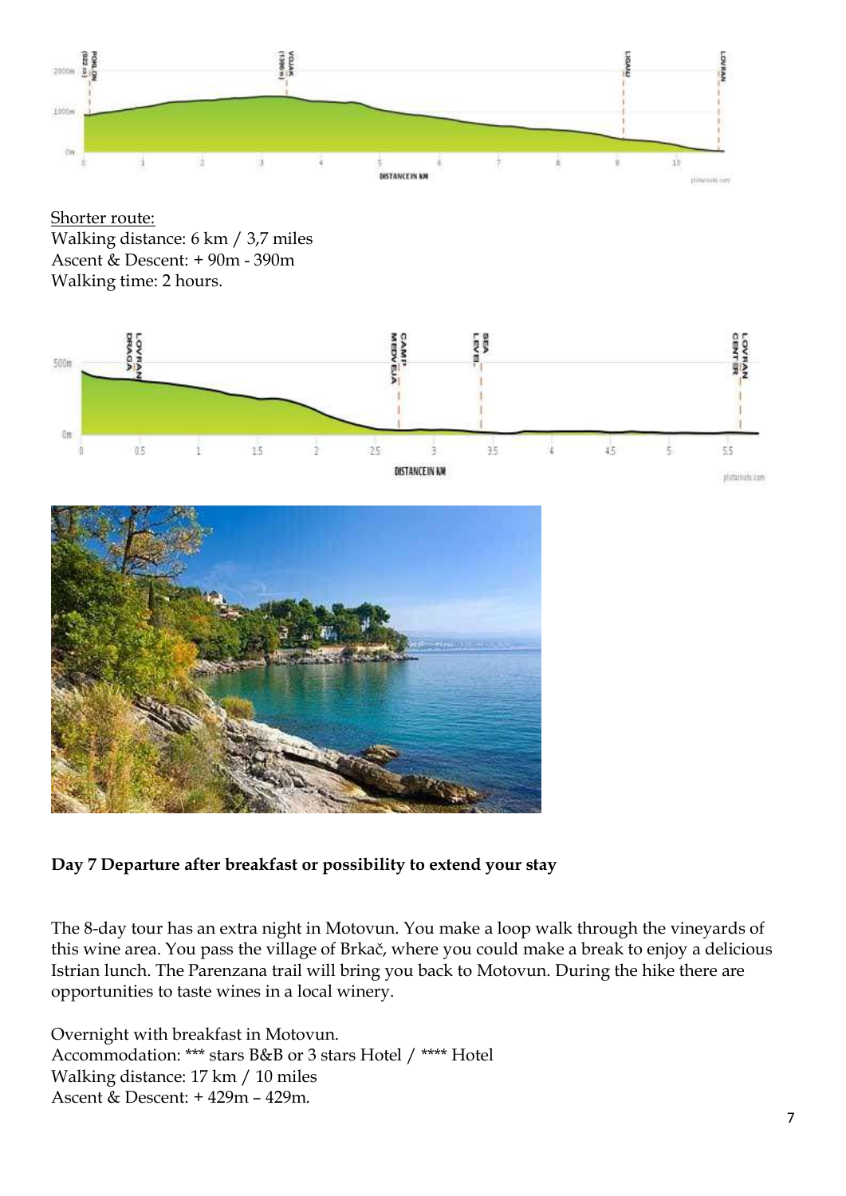Shorter route:
Walking distance: 6 km / 3,7 miles
Ascent & Descent: + 90m - 390m
Walking time: 2 hours.

**Day 7 Departure after breakfast or possibility to extend your stay**

The 8-day tour has an extra night in Motovun. You make a loop walk through the vineyards of this wine area. You pass the village of Brkač, where you could make a break to enjoy a delicious Istrian lunch. The Parenzana trail will bring you back to Motovun. During the hike there are opportunities to taste wines in a local winery.

Overnight with breakfast in Motovun.
Accommodation: *** stars B&B or 3 stars Hotel / **** Hotel
Walking distance: 17 km / 10 miles
Ascent & Descent: + 429m – 429m.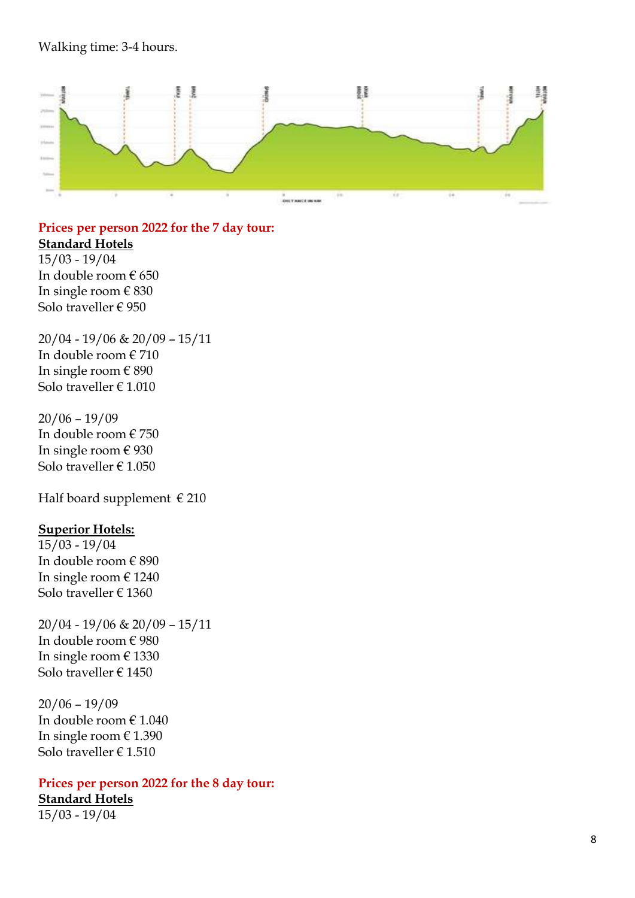Walking time: 3-4 hours.

**Prices per person 2022 for the 7 day tour:**

**Standard Hotels**

15/03 - 19/04
In double room € 650
In single room € 830
Solo traveller € 950

20/04 - 19/06 & 20/09 – 15/11
In double room € 710
In single room € 890
Solo traveller € 1.010

20/06 – 19/09
In double room € 750
In single room € 930
Solo traveller € 1.050

Half board supplement € 210

**Superior Hotels:**

15/03 - 19/04
In double room € 890
In single room € 1240
Solo traveller € 1360

20/04 - 19/06 & 20/09 – 15/11
In double room € 980
In single room € 1330
Solo traveller € 1450

20/06 – 19/09
In double room € 1.040
In single room € 1.390
Solo traveller € 1.510

**Prices per person 2022 for the 8 day tour:**

**Standard Hotels**

15/03 - 19/04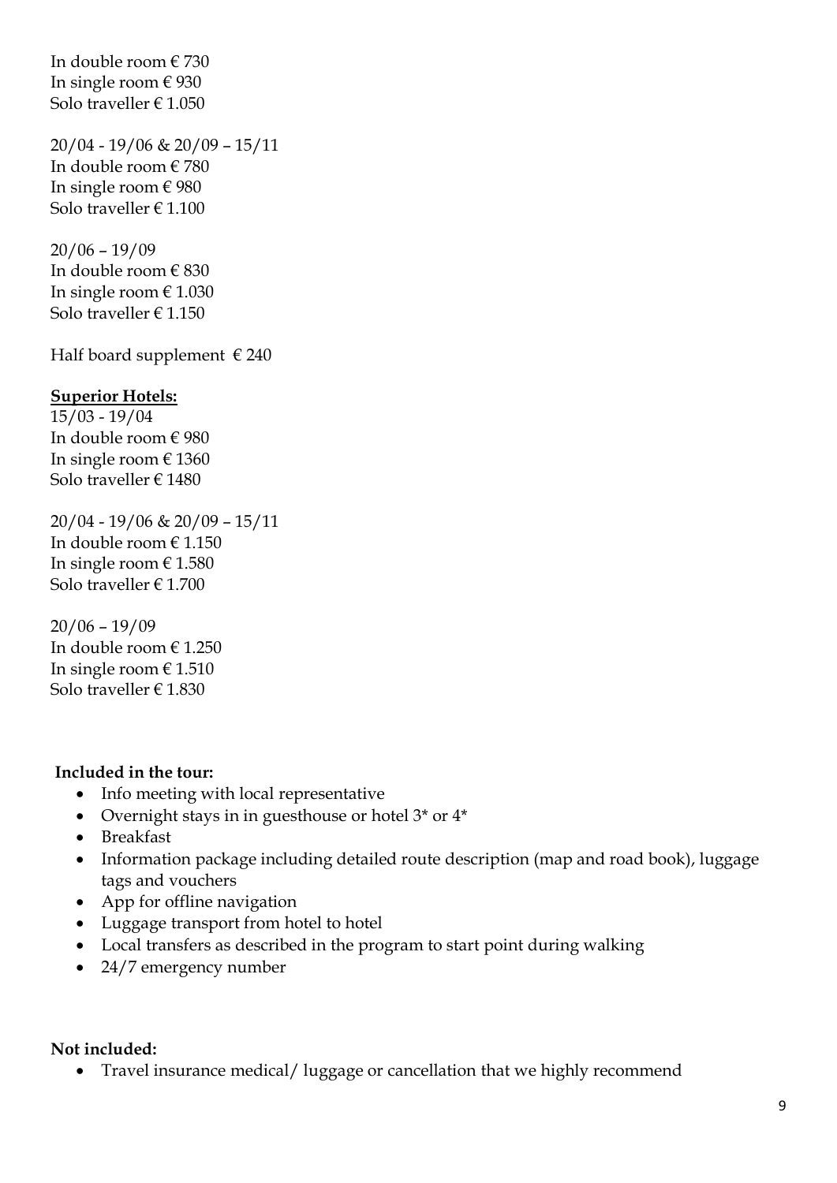In double room € 730
In single room € 930
Solo traveller € 1.050

20/04 - 19/06 & 20/09 – 15/11
In double room € 780
In single room € 980
Solo traveller € 1.100

20/06 – 19/09
In double room € 830
In single room € 1.030
Solo traveller € 1.150

Half board supplement € 240

**Superior Hotels:**
15/03 - 19/04
In double room € 980
In single room € 1360
Solo traveller € 1480

20/04 - 19/06 & 20/09 – 15/11
In double room € 1.150
In single room € 1.580
Solo traveller € 1.700

20/06 – 19/09
In double room € 1.250
In single room € 1.510
Solo traveller € 1.830

**Included in the tour:**

- Info meeting with local representative
- Overnight stays in in guesthouse or hotel 3* or 4*
- Breakfast
- Information package including detailed route description (map and road book), luggage tags and vouchers
- App for offline navigation
- Luggage transport from hotel to hotel
- Local transfers as described in the program to start point during walking
- 24/7 emergency number

**Not included:**

- Travel insurance medical/ luggage or cancellation that we highly recommend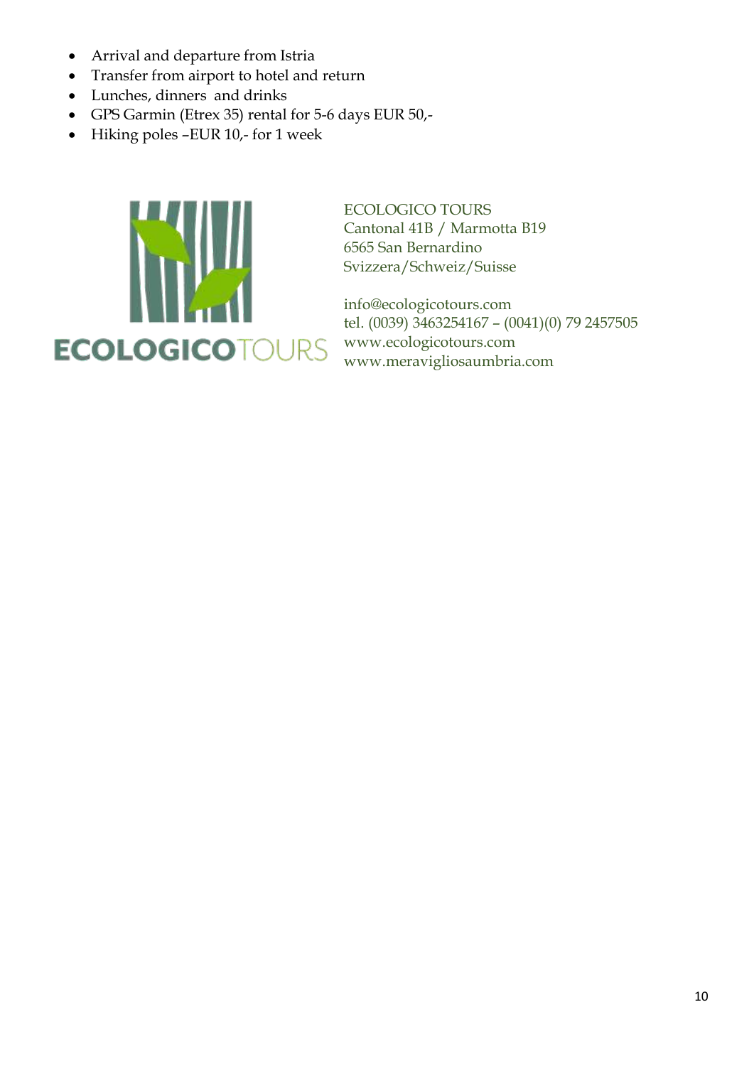- Arrival and departure from Istria
- Transfer from airport to hotel and return
- Lunches, dinners and drinks
- GPS Garmin (Etrex 35) rental for 5-6 days EUR 50,-
- Hiking poles –EUR 10,- for 1 week

ECOLOGICOTOURS

ECOLOGICO TOURS
Cantonal 41B / Marmotta B19
6565 San Bernardino
Svizzera/Schweiz/Suisse

info@ecologicotours.com
tel. (0039) 3463254167 – (0041)(0) 79 2457505
www.ecologicotours.com
www.meravigliosaumbria.com